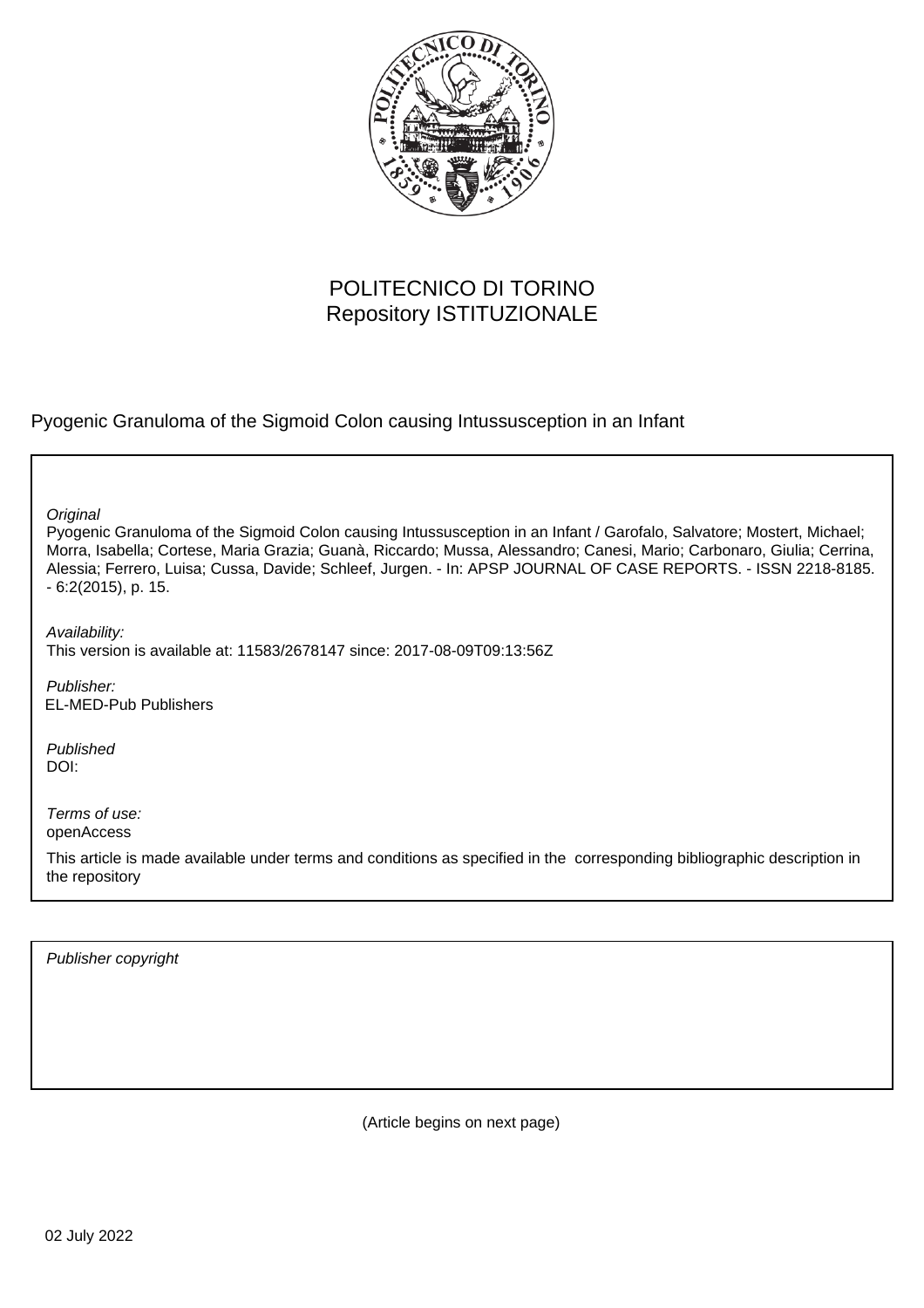POLITECNICO DI TORINO
Repository ISTITUZIONALE

Pyogenic Granuloma of the Sigmoid Colon causing Intussusception in an Infant

*Original*
Pyogenic Granuloma of the Sigmoid Colon causing Intussusception in an Infant / Garofalo, Salvatore; Mostert, Michael; Morra, Isabella; Cortese, Maria Grazia; Guanà, Riccardo; Mussa, Alessandro; Canesi, Mario; Carbonaro, Giulia; Cerrina, Alessia; Ferrero, Luisa; Cussa, Davide; Schleef, Jurgen. - In: APSP JOURNAL OF CASE REPORTS. - ISSN 2218-8185. - 6:2(2015), p. 15.

*Availability:*
This version is available at: 11583/2678147 since: 2017-08-09T09:13:56Z

*Publisher:*
EL-MED-Pub Publishers

*Published*
DOI:

*Terms of use:*
openAccess

This article is made available under terms and conditions as specified in the corresponding bibliographic description in the repository

*Publisher copyright*

(Article begins on next page)

02 July 2022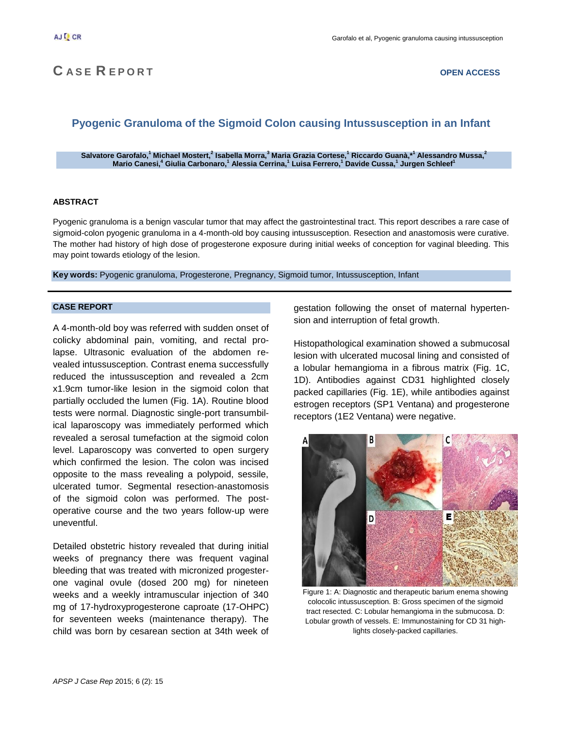## CASE REPORT

# Pyogenic Granuloma of the Sigmoid Colon causing Intussusception in an Infant

**Salvatore Garofalo,[1] Michael Mostert,[2] Isabella Morra,[3] Maria Grazia Cortese,[1] Riccardo Guanà,\*[1] Alessandro Mussa,[2] Mario Canesi,[4] Giulia Carbonaro,[1] Alessia Cerrina,[1] Luisa Ferrero,[1] Davide Cussa,[1] Jurgen Schleef[1]**

**OPEN ACCESS**

### ABSTRACT

Pyogenic granuloma is a benign vascular tumor that may affect the gastrointestinal tract. This report describes a rare case of sigmoid-colon pyogenic granuloma in a 4-month-old boy causing intussusception. Resection and anastomosis were curative. The mother had history of high dose of progesterone exposure during initial weeks of conception for vaginal bleeding. This may point towards etiology of the lesion.

**Key words:** Pyogenic granuloma, Progesterone, Pregnancy, Sigmoid tumor, Intussusception, Infant

### CASE REPORT

A 4-month-old boy was referred with sudden onset of colicky abdominal pain, vomiting, and rectal prolapse. Ultrasonic evaluation of the abdomen revealed intussusception. Contrast enema successfully reduced the intussusception and revealed a 2cm x1.9cm tumor-like lesion in the sigmoid colon that partially occluded the lumen (Fig. 1A). Routine blood tests were normal. Diagnostic single-port transumbilical laparoscopy was immediately performed which revealed a serosal tumefaction at the sigmoid colon level. Laparoscopy was converted to open surgery which confirmed the lesion. The colon was incised opposite to the mass revealing a polypoid, sessile, ulcerated tumor. Segmental resection-anastomosis of the sigmoid colon was performed. The post-operative course and the two years follow-up were uneventful.

Detailed obstetric history revealed that during initial weeks of pregnancy there was frequent vaginal bleeding that was treated with micronized progesterone vaginal ovule (dosed 200 mg) for nineteen weeks and a weekly intramuscular injection of 340 mg of 17-hydroxyprogesterone caproate (17-OHPC) for seventeen weeks (maintenance therapy). The child was born by cesarean section at 34th week of gestation following the onset of maternal hypertension and interruption of fetal growth.

Histopathological examination showed a submucosal lesion with ulcerated mucosal lining and consisted of a lobular hemangioma in a fibrous matrix (Fig. 1C, 1D). Antibodies against CD31 highlighted closely packed capillaries (Fig. 1E), while antibodies against estrogen receptors (SP1 Ventana) and progesterone receptors (1E2 Ventana) were negative.

Figure 1: A: Diagnostic and therapeutic barium enema showing colocolic intussusception. B: Gross specimen of the sigmoid tract resected. C: Lobular hemangioma in the submucosa. D: Lobular growth of vessels. E: Immunostaining for CD 31 highlights closely-packed capillaries.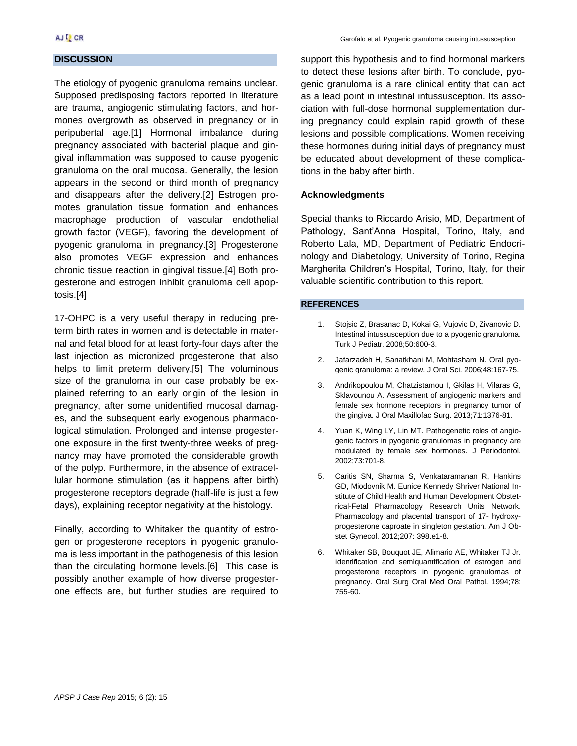## DISCUSSION

The etiology of pyogenic granuloma remains unclear. Supposed predisposing factors reported in literature are trauma, angiogenic stimulating factors, and hormones overgrowth as observed in pregnancy or in peripubertal age.[1] Hormonal imbalance during pregnancy associated with bacterial plaque and gingival inflammation was supposed to cause pyogenic granuloma on the oral mucosa. Generally, the lesion appears in the second or third month of pregnancy and disappears after the delivery.[2] Estrogen promotes granulation tissue formation and enhances macrophage production of vascular endothelial growth factor (VEGF), favoring the development of pyogenic granuloma in pregnancy.[3] Progesterone also promotes VEGF expression and enhances chronic tissue reaction in gingival tissue.[4] Both progesterone and estrogen inhibit granuloma cell apoptosis.[4]

17-OHPC is a very useful therapy in reducing preterm birth rates in women and is detectable in maternal and fetal blood for at least forty-four days after the last injection as micronized progesterone that also helps to limit preterm delivery.[5] The voluminous size of the granuloma in our case probably be explained referring to an early origin of the lesion in pregnancy, after some unidentified mucosal damages, and the subsequent early exogenous pharmacological stimulation. Prolonged and intense progesterone exposure in the first twenty-three weeks of pregnancy may have promoted the considerable growth of the polyp. Furthermore, in the absence of extracellular hormone stimulation (as it happens after birth) progesterone receptors degrade (half-life is just a few days), explaining receptor negativity at the histology.

Finally, according to Whitaker the quantity of estrogen or progesterone receptors in pyogenic granuloma is less important in the pathogenesis of this lesion than the circulating hormone levels.[6] This case is possibly another example of how diverse progesterone effects are, but further studies are required to support this hypothesis and to find hormonal markers to detect these lesions after birth. To conclude, pyogenic granuloma is a rare clinical entity that can act as a lead point in intestinal intussusception. Its association with full-dose hormonal supplementation during pregnancy could explain rapid growth of these lesions and possible complications. Women receiving these hormones during initial days of pregnancy must be educated about development of these complications in the baby after birth.

### Acknowledgments

Special thanks to Riccardo Arisio, MD, Department of Pathology, Sant'Anna Hospital, Torino, Italy, and Roberto Lala, MD, Department of Pediatric Endocrinology and Diabetology, University of Torino, Regina Margherita Children's Hospital, Torino, Italy, for their valuable scientific contribution to this report.

## REFERENCES

1. Stojsic Z, Brasanac D, Kokai G, Vujovic D, Zivanovic D. Intestinal intussusception due to a pyogenic granuloma. Turk J Pediatr. 2008;50:600-3.
2. Jafarzadeh H, Sanatkhani M, Mohtasham N. Oral pyogenic granuloma: a review. J Oral Sci. 2006;48:167-75.
3. Andrikopoulou M, Chatzistamou I, Gkilas H, Vilaras G, Sklavounou A. Assessment of angiogenic markers and female sex hormone receptors in pregnancy tumor of the gingiva. J Oral Maxillofac Surg. 2013;71:1376-81.
4. Yuan K, Wing LY, Lin MT. Pathogenetic roles of angiogenic factors in pyogenic granulomas in pregnancy are modulated by female sex hormones. J Periodontol. 2002;73:701-8.
5. Caritis SN, Sharma S, Venkataramanan R, Hankins GD, Miodovnik M. Eunice Kennedy Shriver National Institute of Child Health and Human Development Obstetrical-Fetal Pharmacology Research Units Network. Pharmacology and placental transport of 17- hydroxyprogesterone caproate in singleton gestation. Am J Obstet Gynecol. 2012;207: 398.e1-8.
6. Whitaker SB, Bouquot JE, Alimario AE, Whitaker TJ Jr. Identification and semiquantification of estrogen and progesterone receptors in pyogenic granulomas of pregnancy. Oral Surg Oral Med Oral Pathol. 1994;78: 755-60.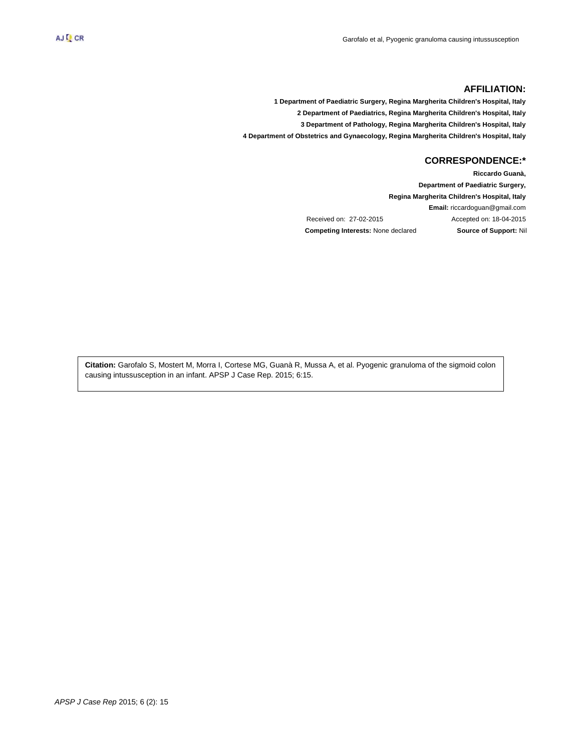## AFFILIATION:

**1 Department of Paediatric Surgery, Regina Margherita Children's Hospital, Italy**

**2 Department of Paediatrics, Regina Margherita Children's Hospital, Italy**

**3 Department of Pathology, Regina Margherita Children's Hospital, Italy**

**4 Department of Obstetrics and Gynaecology, Regina Margherita Children's Hospital, Italy**

## CORRESPONDENCE:*

**Riccardo Guanà,**

**Department of Paediatric Surgery,**

**Regina Margherita Children's Hospital, Italy**

**Email:** riccardoguan@gmail.com

Received on: 27-02-2015 Accepted on: 18-04-2015

**Competing Interests:** None declared **Source of Support:** Nil

**Citation:** Garofalo S, Mostert M, Morra I, Cortese MG, Guanà R, Mussa A, et al. Pyogenic granuloma of the sigmoid colon causing intussusception in an infant. APSP J Case Rep. 2015; 6:15.